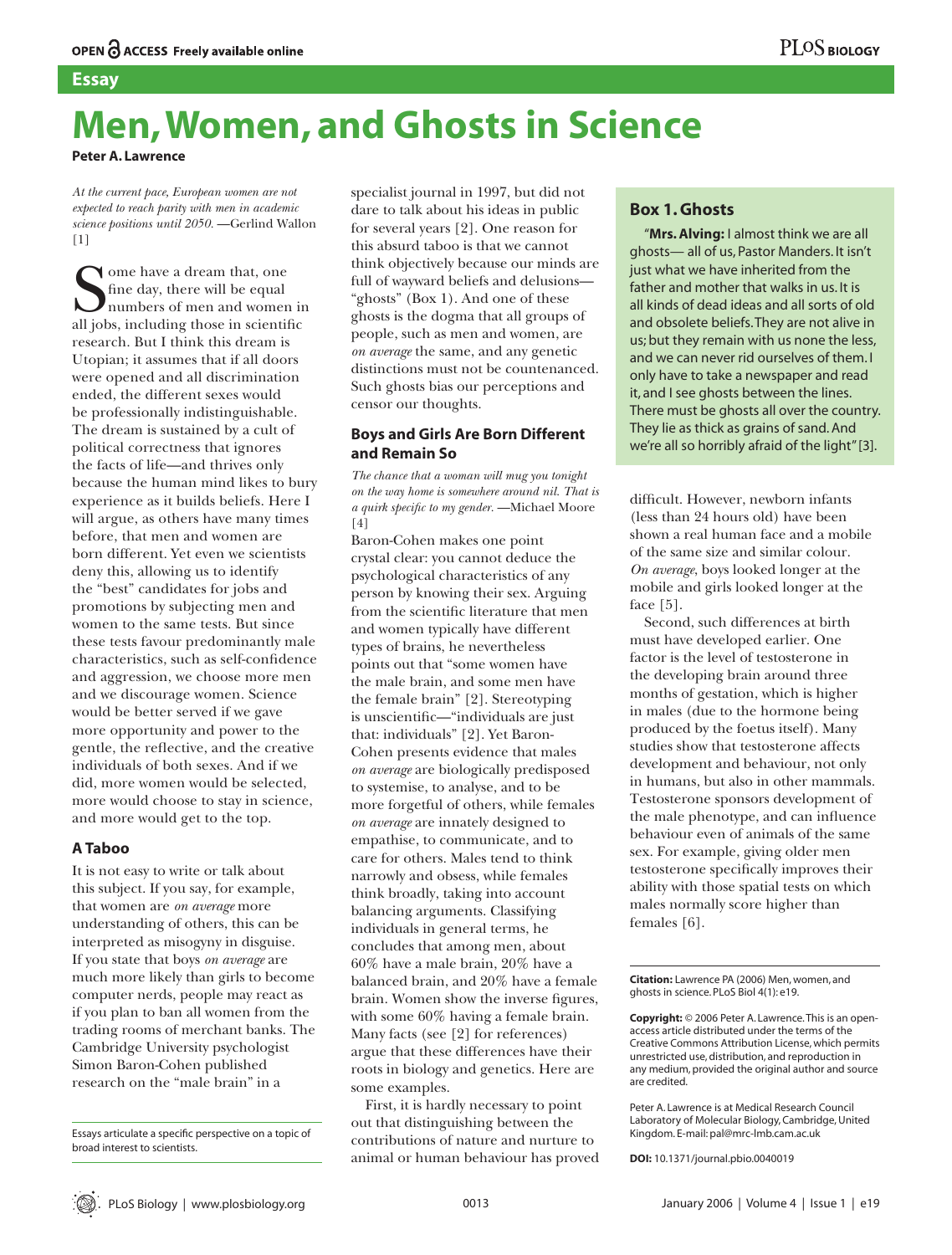Essay

# Men, Women, and Ghosts in Science

**Peter A. Lawrence**

*At the current pace, European women are not expected to reach parity with men in academic science positions until 2050.* —Gerlind Wallon [1]

Some have a dream that, one fine day, there will be equal numbers of men and women in all jobs, including those in scientific research. But I think this dream is Utopian; it assumes that if all doors were opened and all discrimination ended, the different sexes would be professionally indistinguishable. The dream is sustained by a cult of political correctness that ignores the facts of life—and thrives only because the human mind likes to bury experience as it builds beliefs. Here I will argue, as others have many times before, that men and women are born different. Yet even we scientists deny this, allowing us to identify the "best" candidates for jobs and promotions by subjecting men and women to the same tests. But since these tests favour predominantly male characteristics, such as self-confidence and aggression, we choose more men and we discourage women. Science would be better served if we gave more opportunity and power to the gentle, the reflective, and the creative individuals of both sexes. And if we did, more women would be selected, more would choose to stay in science, and more would get to the top.

## A Taboo

It is not easy to write or talk about this subject. If you say, for example, that women are *on average* more understanding of others, this can be interpreted as misogyny in disguise. If you state that boys *on average* are much more likely than girls to become computer nerds, people may react as if you plan to ban all women from the trading rooms of merchant banks. The Cambridge University psychologist Simon Baron-Cohen published research on the "male brain" in a specialist journal in 1997, but did not dare to talk about his ideas in public for several years [2]. One reason for this absurd taboo is that we cannot think objectively because our minds are full of wayward beliefs and delusions—"ghosts" (Box 1). And one of these ghosts is the dogma that all groups of people, such as men and women, are *on average* the same, and any genetic distinctions must not be countenanced. Such ghosts bias our perceptions and censor our thoughts.

## Boys and Girls Are Born Different and Remain So

*The chance that a woman will mug you tonight on the way home is somewhere around nil. That is a quirk specific to my gender.* —Michael Moore [4]

Baron-Cohen makes one point crystal clear: you cannot deduce the psychological characteristics of any person by knowing their sex. Arguing from the scientific literature that men and women typically have different types of brains, he nevertheless points out that "some women have the male brain, and some men have the female brain" [2]. Stereotyping is unscientific—"individuals are just that: individuals" [2]. Yet Baron-Cohen presents evidence that males *on average* are biologically predisposed to systemise, to analyse, and to be more forgetful of others, while females *on average* are innately designed to empathise, to communicate, and to care for others. Males tend to think narrowly and obsess, while females think broadly, taking into account balancing arguments. Classifying individuals in general terms, he concludes that among men, about 60% have a male brain, 20% have a balanced brain, and 20% have a female brain. Women show the inverse figures, with some 60% having a female brain. Many facts (see [2] for references) argue that these differences have their roots in biology and genetics. Here are some examples.

First, it is hardly necessary to point out that distinguishing between the contributions of nature and nurture to animal or human behaviour has proved difficult. However, newborn infants (less than 24 hours old) have been shown a real human face and a mobile of the same size and similar colour. *On average*, boys looked longer at the mobile and girls looked longer at the face [5].

Second, such differences at birth must have developed earlier. One factor is the level of testosterone in the developing brain around three months of gestation, which is higher in males (due to the hormone being produced by the foetus itself). Many studies show that testosterone affects development and behaviour, not only in humans, but also in other mammals. Testosterone sponsors development of the male phenotype, and can influence behaviour even of animals of the same sex. For example, giving older men testosterone specifically improves their ability with those spatial tests on which males normally score higher than females [6].

### Box 1. Ghosts

"**Mrs. Alving:** I almost think we are all ghosts— all of us, Pastor Manders. It isn't just what we have inherited from the father and mother that walks in us. It is all kinds of dead ideas and all sorts of old and obsolete beliefs. They are not alive in us; but they remain with us none the less, and we can never rid ourselves of them. I only have to take a newspaper and read it, and I see ghosts between the lines. There must be ghosts all over the country. They lie as thick as grains of sand. And we're all so horribly afraid of the light" [3].

---

Essays articulate a specific perspective on a topic of broad interest to scientists.

**Citation:** Lawrence PA (2006) Men, women, and ghosts in science. PLoS Biol 4(1): e19.

**Copyright:** © 2006 Peter A. Lawrence. This is an open-access article distributed under the terms of the Creative Commons Attribution License, which permits unrestricted use, distribution, and reproduction in any medium, provided the original author and source are credited.

Peter A. Lawrence is at Medical Research Council Laboratory of Molecular Biology, Cambridge, United Kingdom. E-mail: pal@mrc-lmb.cam.ac.uk

**DOI:** 10.1371/journal.pbio.0040019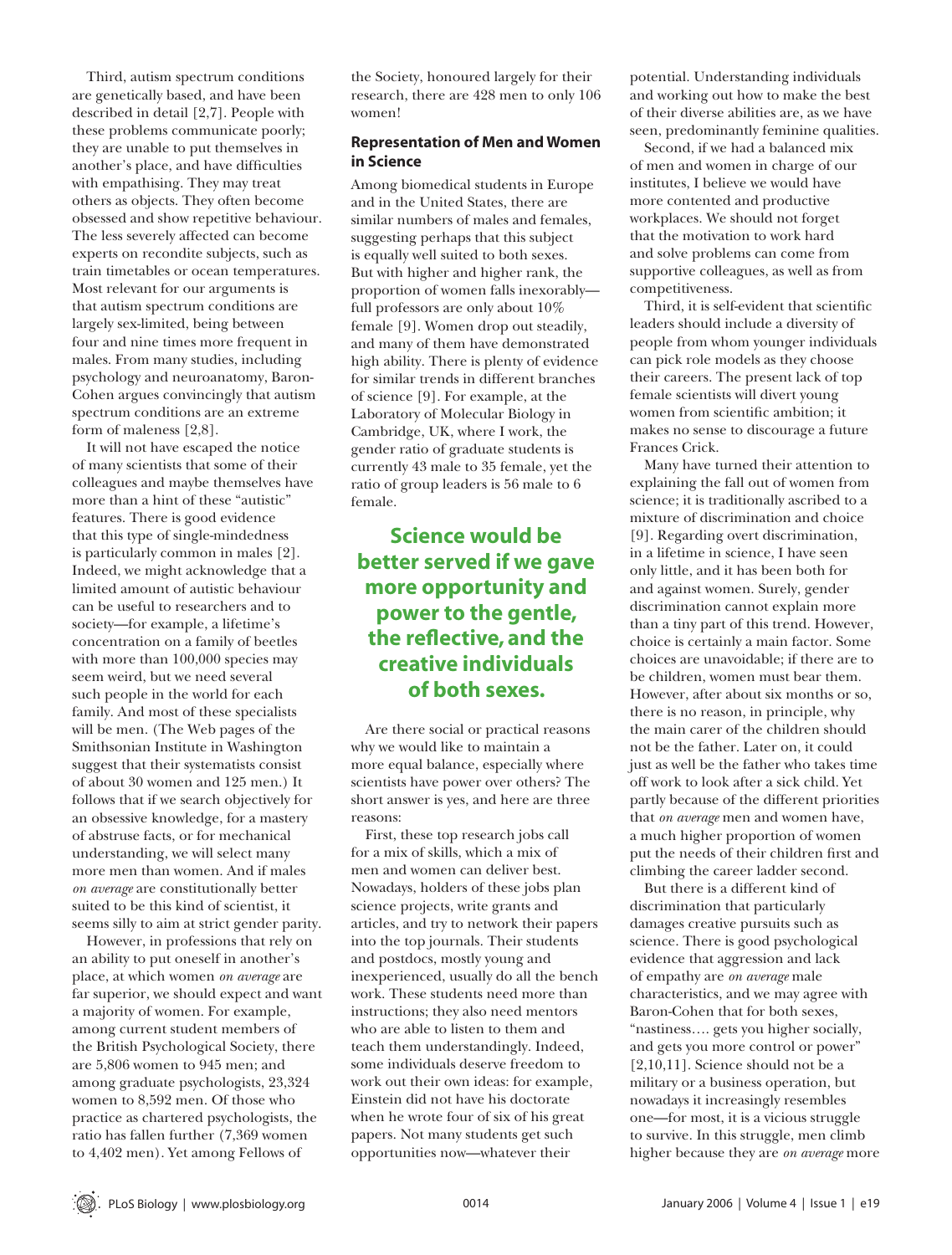Third, autism spectrum conditions are genetically based, and have been described in detail [2,7]. People with these problems communicate poorly; they are unable to put themselves in another's place, and have difficulties with empathising. They may treat others as objects. They often become obsessed and show repetitive behaviour. The less severely affected can become experts on recondite subjects, such as train timetables or ocean temperatures. Most relevant for our arguments is that autism spectrum conditions are largely sex-limited, being between four and nine times more frequent in males. From many studies, including psychology and neuroanatomy, Baron-Cohen argues convincingly that autism spectrum conditions are an extreme form of maleness [2,8].

It will not have escaped the notice of many scientists that some of their colleagues and maybe themselves have more than a hint of these "autistic" features. There is good evidence that this type of single-mindedness is particularly common in males [2]. Indeed, we might acknowledge that a limited amount of autistic behaviour can be useful to researchers and to society—for example, a lifetime's concentration on a family of beetles with more than 100,000 species may seem weird, but we need several such people in the world for each family. And most of these specialists will be men. (The Web pages of the Smithsonian Institute in Washington suggest that their systematists consist of about 30 women and 125 men.) It follows that if we search objectively for an obsessive knowledge, for a mastery of abstruse facts, or for mechanical understanding, we will select many more men than women. And if males *on average* are constitutionally better suited to be this kind of scientist, it seems silly to aim at strict gender parity.

However, in professions that rely on an ability to put oneself in another's place, at which women *on average* are far superior, we should expect and want a majority of women. For example, among current student members of the British Psychological Society, there are 5,806 women to 945 men; and among graduate psychologists, 23,324 women to 8,592 men. Of those who practice as chartered psychologists, the ratio has fallen further (7,369 women to 4,402 men). Yet among Fellows of the Society, honoured largely for their research, there are 428 men to only 106 women!

## Representation of Men and Women in Science

Among biomedical students in Europe and in the United States, there are similar numbers of males and females, suggesting perhaps that this subject is equally well suited to both sexes. But with higher and higher rank, the proportion of women falls inexorably—full professors are only about 10% female [9]. Women drop out steadily, and many of them have demonstrated high ability. There is plenty of evidence for similar trends in different branches of science [9]. For example, at the Laboratory of Molecular Biology in Cambridge, UK, where I work, the gender ratio of graduate students is currently 43 male to 35 female, yet the ratio of group leaders is 56 male to 6 female.

**Science would be better served if we gave more opportunity and power to the gentle, the reflective, and the creative individuals of both sexes.**

Are there social or practical reasons why we would like to maintain a more equal balance, especially where scientists have power over others? The short answer is yes, and here are three reasons:

First, these top research jobs call for a mix of skills, which a mix of men and women can deliver best. Nowadays, holders of these jobs plan science projects, write grants and articles, and try to network their papers into the top journals. Their students and postdocs, mostly young and inexperienced, usually do all the bench work. These students need more than instructions; they also need mentors who are able to listen to them and teach them understandingly. Indeed, some individuals deserve freedom to work out their own ideas: for example, Einstein did not have his doctorate when he wrote four of six of his great papers. Not many students get such opportunities now—whatever their potential. Understanding individuals and working out how to make the best of their diverse abilities are, as we have seen, predominantly feminine qualities.

Second, if we had a balanced mix of men and women in charge of our institutes, I believe we would have more contented and productive workplaces. We should not forget that the motivation to work hard and solve problems can come from supportive colleagues, as well as from competitiveness.

Third, it is self-evident that scientific leaders should include a diversity of people from whom younger individuals can pick role models as they choose their careers. The present lack of top female scientists will divert young women from scientific ambition; it makes no sense to discourage a future Frances Crick.

Many have turned their attention to explaining the fall out of women from science; it is traditionally ascribed to a mixture of discrimination and choice [9]. Regarding overt discrimination, in a lifetime in science, I have seen only little, and it has been both for and against women. Surely, gender discrimination cannot explain more than a tiny part of this trend. However, choice is certainly a main factor. Some choices are unavoidable; if there are to be children, women must bear them. However, after about six months or so, there is no reason, in principle, why the main carer of the children should not be the father. Later on, it could just as well be the father who takes time off work to look after a sick child. Yet partly because of the different priorities that *on average* men and women have, a much higher proportion of women put the needs of their children first and climbing the career ladder second.

But there is a different kind of discrimination that particularly damages creative pursuits such as science. There is good psychological evidence that aggression and lack of empathy are *on average* male characteristics, and we may agree with Baron-Cohen that for both sexes, "nastiness…. gets you higher socially, and gets you more control or power" [2,10,11]. Science should not be a military or a business operation, but nowadays it increasingly resembles one—for most, it is a vicious struggle to survive. In this struggle, men climb higher because they are *on average* more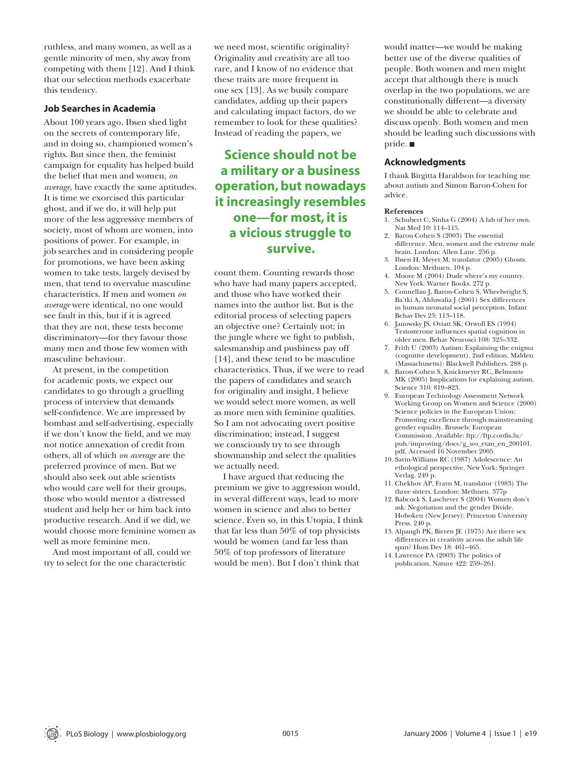ruthless, and many women, as well as a gentle minority of men, shy away from competing with them [12]. And I think that our selection methods exacerbate this tendency.

## Job Searches in Academia

About 100 years ago, Ibsen shed light on the secrets of contemporary life, and in doing so, championed women's rights. But since then, the feminist campaign for equality has helped build the belief that men and women, *on average*, have exactly the same aptitudes. It is time we exorcised this particular ghost, and if we do, it will help put more of the less aggressive members of society, most of whom are women, into positions of power. For example, in job searches and in considering people for promotions, we have been asking women to take tests, largely devised by men, that tend to overvalue masculine characteristics. If men and women *on average* were identical, no one would see fault in this, but if it is agreed that they are not, these tests become discriminatory—for they favour those many men and those few women with masculine behaviour.

At present, in the competition for academic posts, we expect our candidates to go through a gruelling process of interview that demands self-confidence. We are impressed by bombast and self-advertising, especially if we don't know the field, and we may not notice annexation of credit from others, all of which *on average* are the preferred province of men. But we should also seek out able scientists who would care well for their groups, those who would mentor a distressed student and help her or him back into productive research. And if we did, we would choose more feminine women as well as more feminine men.

And most important of all, could we try to select for the one characteristic we need most, scientific originality? Originality and creativity are all too rare, and I know of no evidence that these traits are more frequent in one sex [13]. As we busily compare candidates, adding up their papers and calculating impact factors, do we remember to look for these qualities? Instead of reading the papers, we count them. Counting rewards those who have had many papers accepted, and those who have worked their names into the author list. But is the editorial process of selecting papers an objective one? Certainly not; in the jungle where we fight to publish, salesmanship and pushiness pay off [14], and these tend to be masculine characteristics. Thus, if we were to read the papers of candidates and search for originality and insight, I believe we would select more women, as well as more men with feminine qualities. So I am not advocating overt positive discrimination; instead, I suggest we consciously try to see through showmanship and select the qualities we actually need.

**Science should not be a military or a business operation, but nowadays it increasingly resembles one—for most, it is a vicious struggle to survive.**

I have argued that reducing the premium we give to aggression would, in several different ways, lead to more women in science and also to better science. Even so, in this Utopia, I think that far less than 50% of top physicists would be women (and far less than 50% of top professors of literature would be men). But I don't think that would matter—we would be making better use of the diverse qualities of people. Both women and men might accept that although there is much overlap in the two populations, we are constitutionally different—a diversity we should be able to celebrate and discuss openly. Both women and men should be leading such discussions with pride. ■

## Acknowledgments

I thank Birgitta Haraldson for teaching me about autism and Simon Baron-Cohen for advice.

### References

1. Schubert C, Sinha G (2004) A lab of her own. Nat Med 10: 114–115.
2. Baron-Cohen S (2003) The essential difference. Men, women and the extreme male brain. London: Allen Lane. 256 p.
3. Ibsen H, Meyer M, translator (2005) Ghosts. London: Methuen. 104 p.
4. Moore M (2004) Dude where's my country. New York: Warner Books. 272 p.
5. Connellan J, Baron-Cohen S, Wheelwright S, Ba'tki A, Ahluwalia J (2001) Sex differences in human neonatal social perception. Infant Behav Dev 23: 113–118.
6. Janowsky JS, Oviatt SK, Orwoll ES (1994) Testosterone influences spatial cognition in older men. Behav Neurosci 108: 325–332.
7. Frith U (2003) Autism: Explaining the enigma (cognitive development). 2nd edition. Malden (Massachusetts): Blackwell Publishers. 288 p.
8. Baron-Cohen S, Knickmeyer RC, Belmonte MK (2005) Implications for explaining autism. Science 310: 819–823.
9. European Technology Assessment Network Working Group on Women and Science (2000) Science policies in the European Union: Promoting excellence through mainstreaming gender equality. Brussels: European Commission. Available: ftp://ftp.cordis.lu/pub/improving/docs/g_wo_etan_en_200101.pdf. Accessed 16 November 2005.
10. Savin-Williams RC (1987) Adolescence: An ethological perspective. New York: Springer Verlag. 249 p.
11. Chekhov AP, Frayn M, translator (1983) The three sisters. London: Methuen. 377p
12. Babcock S, Laschever S (2004) Women don't ask: Negotiation and the gender Divide. Hoboken (New Jersey): Princeton University Press. 240 p.
13. Alpaugh PK, Birren JE (1975) Are there sex differences in creativity across the adult life span? Hum Dev 18: 461–465.
14. Lawrence PA (2003) The politics of publication. Nature 422: 259–261.